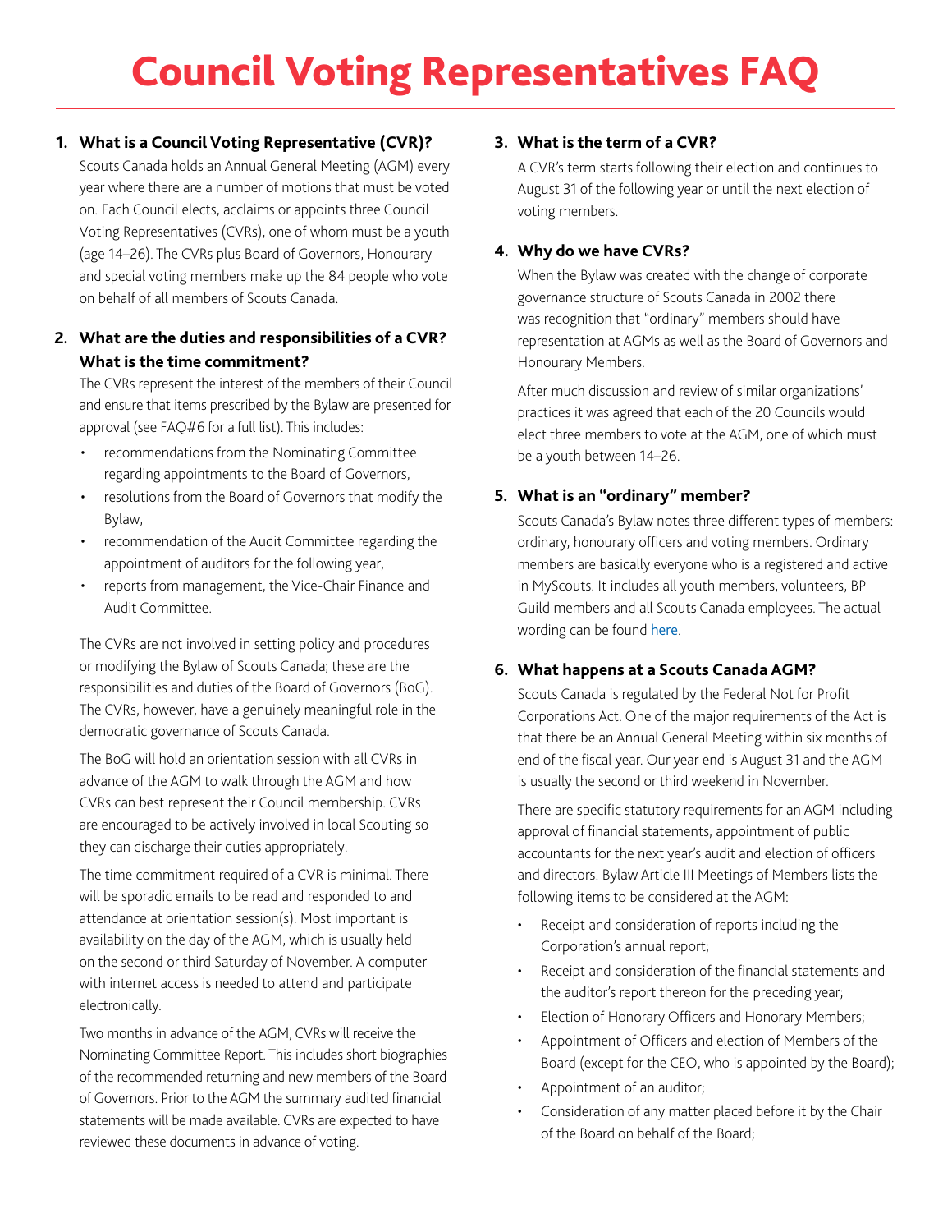# Council Voting Representatives FAQ

## 1. What is a Council Voting Representative (CVR)?

Scouts Canada holds an Annual General Meeting (AGM) every year where there are a number of motions that must be voted on. Each Council elects, acclaims or appoints three Council Voting Representatives (CVRs), one of whom must be a youth (age 14–26). The CVRs plus Board of Governors, Honourary and special voting members make up the 84 people who vote on behalf of all members of Scouts Canada.

## 2. What are the duties and responsibilities of a CVR? What is the time commitment?

The CVRs represent the interest of the members of their Council and ensure that items prescribed by the Bylaw are presented for approval (see FAQ#6 for a full list). This includes:

- recommendations from the Nominating Committee regarding appointments to the Board of Governors,
- resolutions from the Board of Governors that modify the Bylaw,
- recommendation of the Audit Committee regarding the appointment of auditors for the following year,
- reports from management, the Vice-Chair Finance and Audit Committee.

The CVRs are not involved in setting policy and procedures or modifying the Bylaw of Scouts Canada; these are the responsibilities and duties of the Board of Governors (BoG). The CVRs, however, have a genuinely meaningful role in the democratic governance of Scouts Canada.

The BoG will hold an orientation session with all CVRs in advance of the AGM to walk through the AGM and how CVRs can best represent their Council membership. CVRs are encouraged to be actively involved in local Scouting so they can discharge their duties appropriately.

The time commitment required of a CVR is minimal. There will be sporadic emails to be read and responded to and attendance at orientation session(s). Most important is availability on the day of the AGM, which is usually held on the second or third Saturday of November. A computer with internet access is needed to attend and participate electronically.

Two months in advance of the AGM, CVRs will receive the Nominating Committee Report. This includes short biographies of the recommended returning and new members of the Board of Governors. Prior to the AGM the summary audited financial statements will be made available. CVRs are expected to have reviewed these documents in advance of voting.

## 3. What is the term of a CVR?

A CVR's term starts following their election and continues to August 31 of the following year or until the next election of voting members.

## 4. Why do we have CVRs?

When the Bylaw was created with the change of corporate governance structure of Scouts Canada in 2002 there was recognition that "ordinary" members should have representation at AGMs as well as the Board of Governors and Honourary Members.

After much discussion and review of similar organizations' practices it was agreed that each of the 20 Councils would elect three members to vote at the AGM, one of which must be a youth between 14–26.

## 5. What is an "ordinary" member?

Scouts Canada's Bylaw notes three different types of members: ordinary, honourary officers and voting members. Ordinary members are basically everyone who is a registered and active in MyScouts. It includes all youth members, volunteers, BP Guild members and all Scouts Canada employees. The actual wording can be found here.

## 6. What happens at a Scouts Canada AGM?

Scouts Canada is regulated by the Federal Not for Profit Corporations Act. One of the major requirements of the Act is that there be an Annual General Meeting within six months of end of the fiscal year. Our year end is August 31 and the AGM is usually the second or third weekend in November.

There are specific statutory requirements for an AGM including approval of financial statements, appointment of public accountants for the next year's audit and election of officers and directors. Bylaw Article III Meetings of Members lists the following items to be considered at the AGM:

- Receipt and consideration of reports including the Corporation's annual report;
- Receipt and consideration of the financial statements and the auditor's report thereon for the preceding year;
- Election of Honorary Officers and Honorary Members;
- Appointment of Officers and election of Members of the Board (except for the CEO, who is appointed by the Board);
- Appointment of an auditor;
- Consideration of any matter placed before it by the Chair of the Board on behalf of the Board;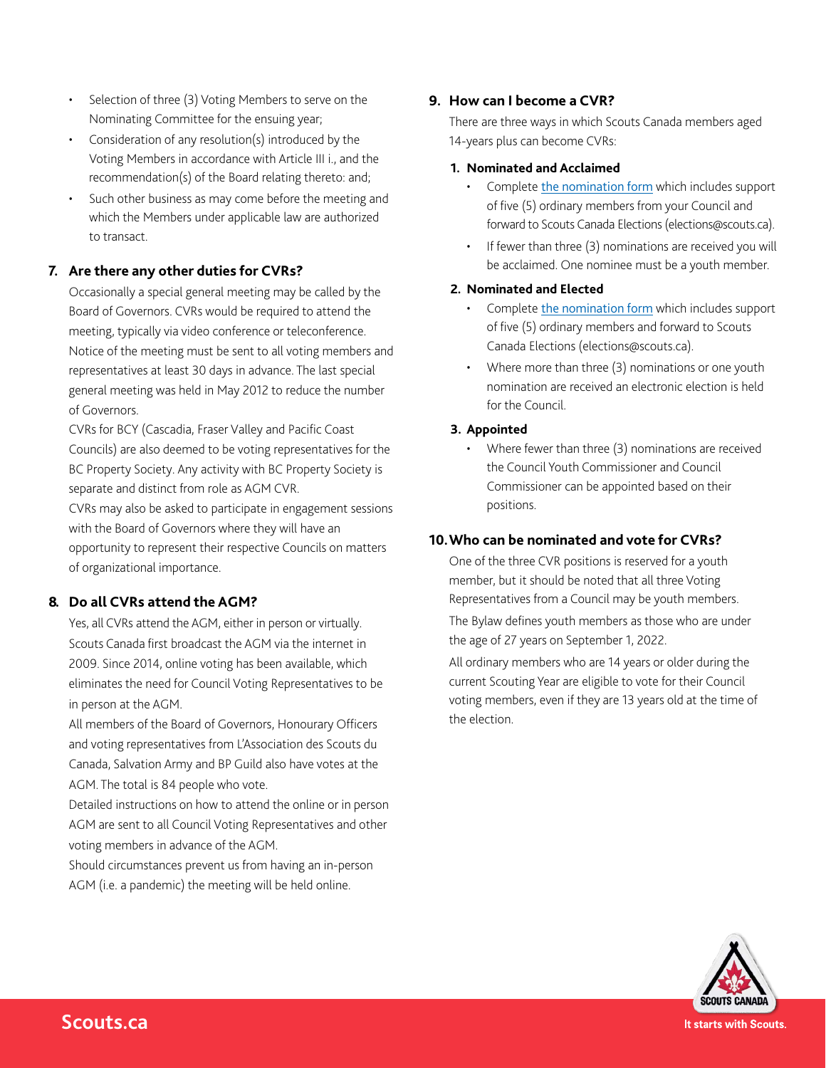- Selection of three (3) Voting Members to serve on the Nominating Committee for the ensuing year;
- Consideration of any resolution(s) introduced by the Voting Members in accordance with Article III i., and the recommendation(s) of the Board relating thereto: and;
- Such other business as may come before the meeting and which the Members under applicable law are authorized to transact.

### 7. Are there any other duties for CVRs?

Occasionally a special general meeting may be called by the Board of Governors. CVRs would be required to attend the meeting, typically via video conference or teleconference. Notice of the meeting must be sent to all voting members and representatives at least 30 days in advance. The last special general meeting was held in May 2012 to reduce the number of Governors.

CVRs for BCY (Cascadia, Fraser Valley and Pacific Coast Councils) are also deemed to be voting representatives for the BC Property Society. Any activity with BC Property Society is separate and distinct from role as AGM CVR.

CVRs may also be asked to participate in engagement sessions with the Board of Governors where they will have an opportunity to represent their respective Councils on matters of organizational importance.

### 8. Do all CVRs attend the AGM?

Yes, all CVRs attend the AGM, either in person or virtually. Scouts Canada first broadcast the AGM via the internet in 2009. Since 2014, online voting has been available, which eliminates the need for Council Voting Representatives to be in person at the AGM.

All members of the Board of Governors, Honourary Officers and voting representatives from L'Association des Scouts du Canada, Salvation Army and BP Guild also have votes at the AGM. The total is 84 people who vote.

Detailed instructions on how to attend the online or in person AGM are sent to all Council Voting Representatives and other voting members in advance of the AGM.

Should circumstances prevent us from having an in-person AGM (i.e. a pandemic) the meeting will be held online.

### 9. How can I become a CVR?

There are three ways in which Scouts Canada members aged 14-years plus can become CVRs:

1. **Nominated and Acclaimed**
   - Complete the nomination form which includes support of five (5) ordinary members from your Council and forward to Scouts Canada Elections (elections@scouts.ca).
   - If fewer than three (3) nominations are received you will be acclaimed. One nominee must be a youth member.
2. **Nominated and Elected**
   - Complete the nomination form which includes support of five (5) ordinary members and forward to Scouts Canada Elections (elections@scouts.ca).
   - Where more than three (3) nominations or one youth nomination are received an electronic election is held for the Council.
3. **Appointed**
   - Where fewer than three (3) nominations are received the Council Youth Commissioner and Council Commissioner can be appointed based on their positions.

### 10. Who can be nominated and vote for CVRs?

One of the three CVR positions is reserved for a youth member, but it should be noted that all three Voting Representatives from a Council may be youth members.

The Bylaw defines youth members as those who are under the age of 27 years on September 1, 2022.

All ordinary members who are 14 years or older during the current Scouting Year are eligible to vote for their Council voting members, even if they are 13 years old at the time of the election.